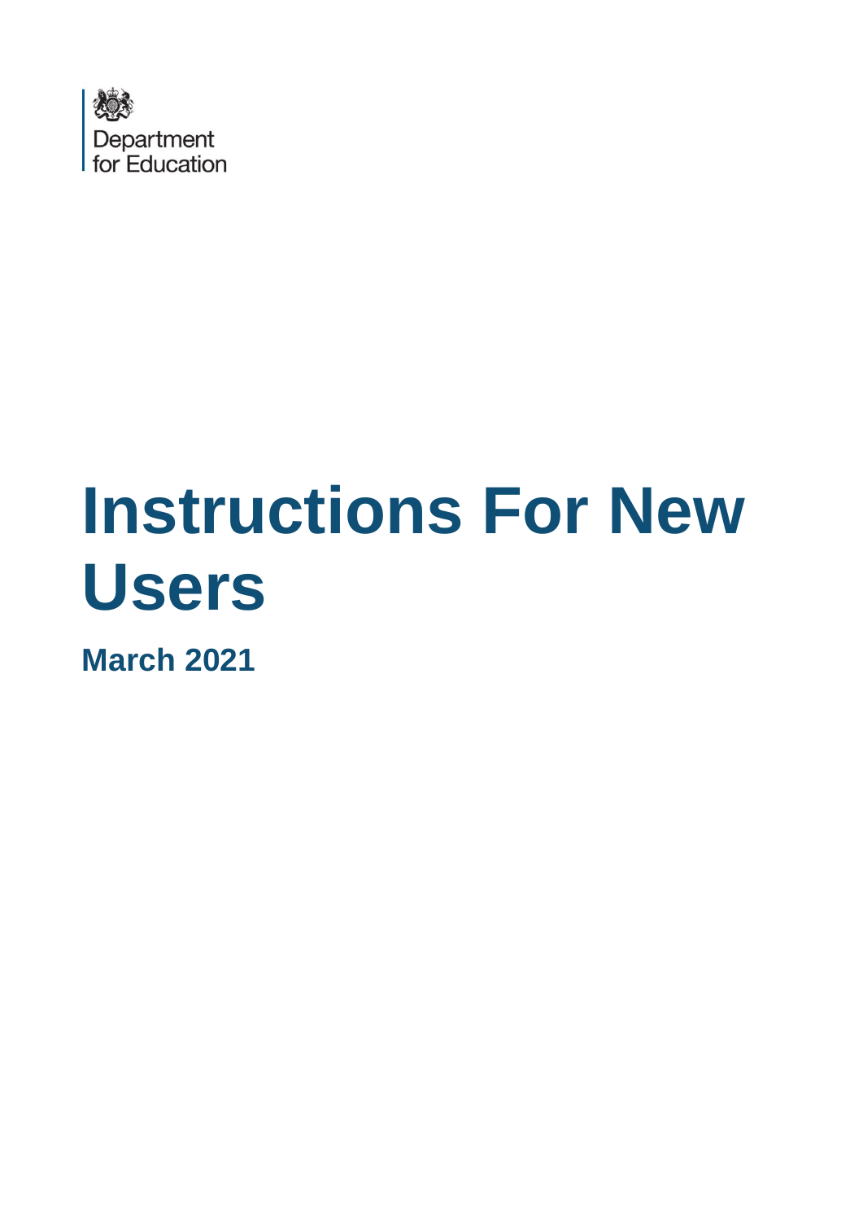Department for Education

# Instructions For New Users

**March 2021**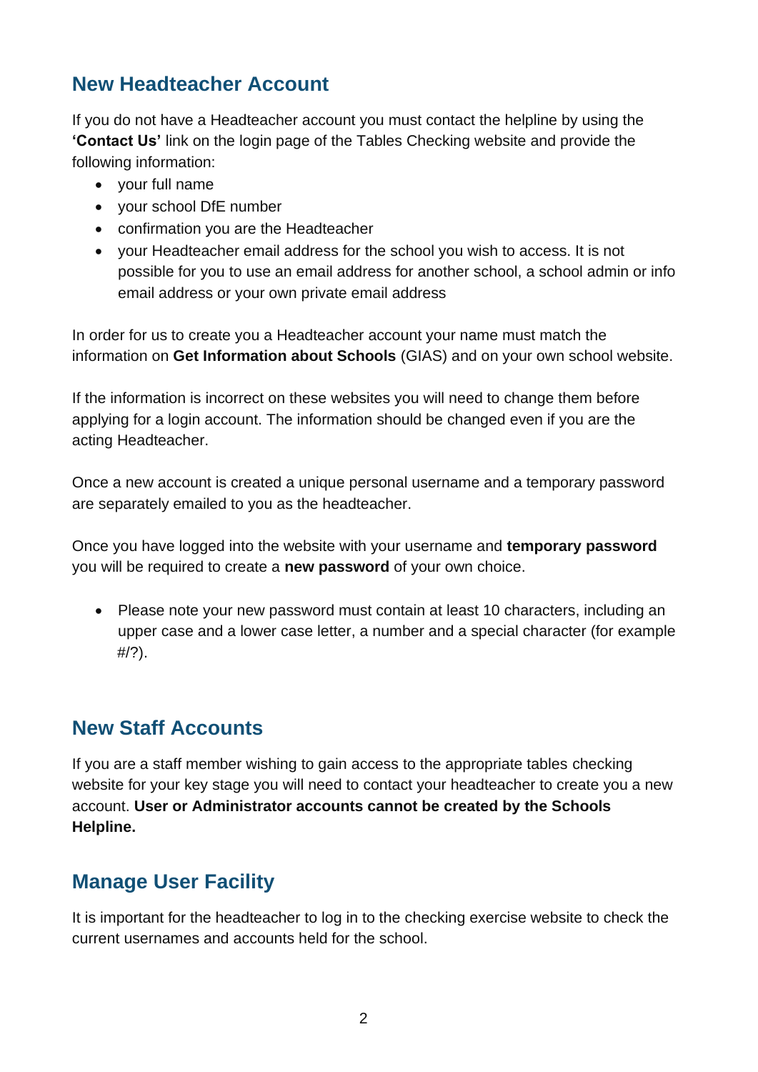## New Headteacher Account

If you do not have a Headteacher account you must contact the helpline by using the **'Contact Us'** link on the login page of the Tables Checking website and provide the following information:

- your full name
- your school DfE number
- confirmation you are the Headteacher
- your Headteacher email address for the school you wish to access. It is not possible for you to use an email address for another school, a school admin or info email address or your own private email address

In order for us to create you a Headteacher account your name must match the information on **Get Information about Schools** (GIAS) and on your own school website.

If the information is incorrect on these websites you will need to change them before applying for a login account. The information should be changed even if you are the acting Headteacher.

Once a new account is created a unique personal username and a temporary password are separately emailed to you as the headteacher.

Once you have logged into the website with your username and **temporary password** you will be required to create a **new password** of your own choice.

- Please note your new password must contain at least 10 characters, including an upper case and a lower case letter, a number and a special character (for example #/?).

## New Staff Accounts

If you are a staff member wishing to gain access to the appropriate tables checking website for your key stage you will need to contact your headteacher to create you a new account. **User or Administrator accounts cannot be created by the Schools Helpline.**

## Manage User Facility

It is important for the headteacher to log in to the checking exercise website to check the current usernames and accounts held for the school.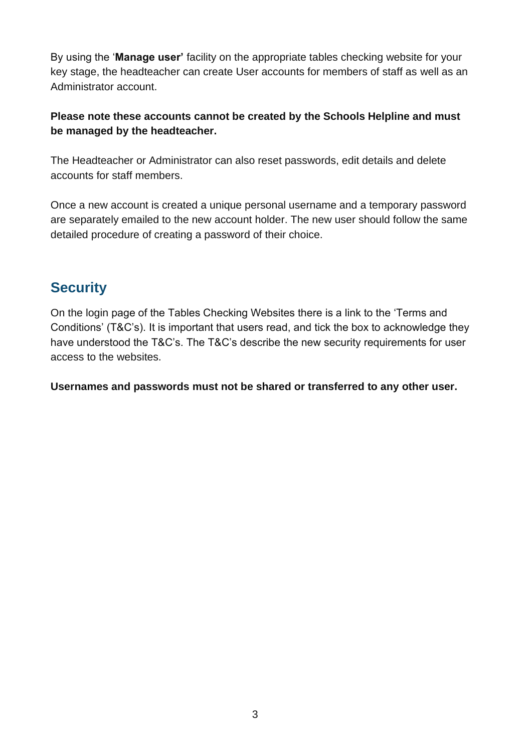By using the '**Manage user'** facility on the appropriate tables checking website for your key stage, the headteacher can create User accounts for members of staff as well as an Administrator account.

**Please note these accounts cannot be created by the Schools Helpline and must be managed by the headteacher.**

The Headteacher or Administrator can also reset passwords, edit details and delete accounts for staff members.

Once a new account is created a unique personal username and a temporary password are separately emailed to the new account holder. The new user should follow the same detailed procedure of creating a password of their choice.

## Security

On the login page of the Tables Checking Websites there is a link to the 'Terms and Conditions' (T&C's). It is important that users read, and tick the box to acknowledge they have understood the T&C's. The T&C's describe the new security requirements for user access to the websites.

**Usernames and passwords must not be shared or transferred to any other user.**